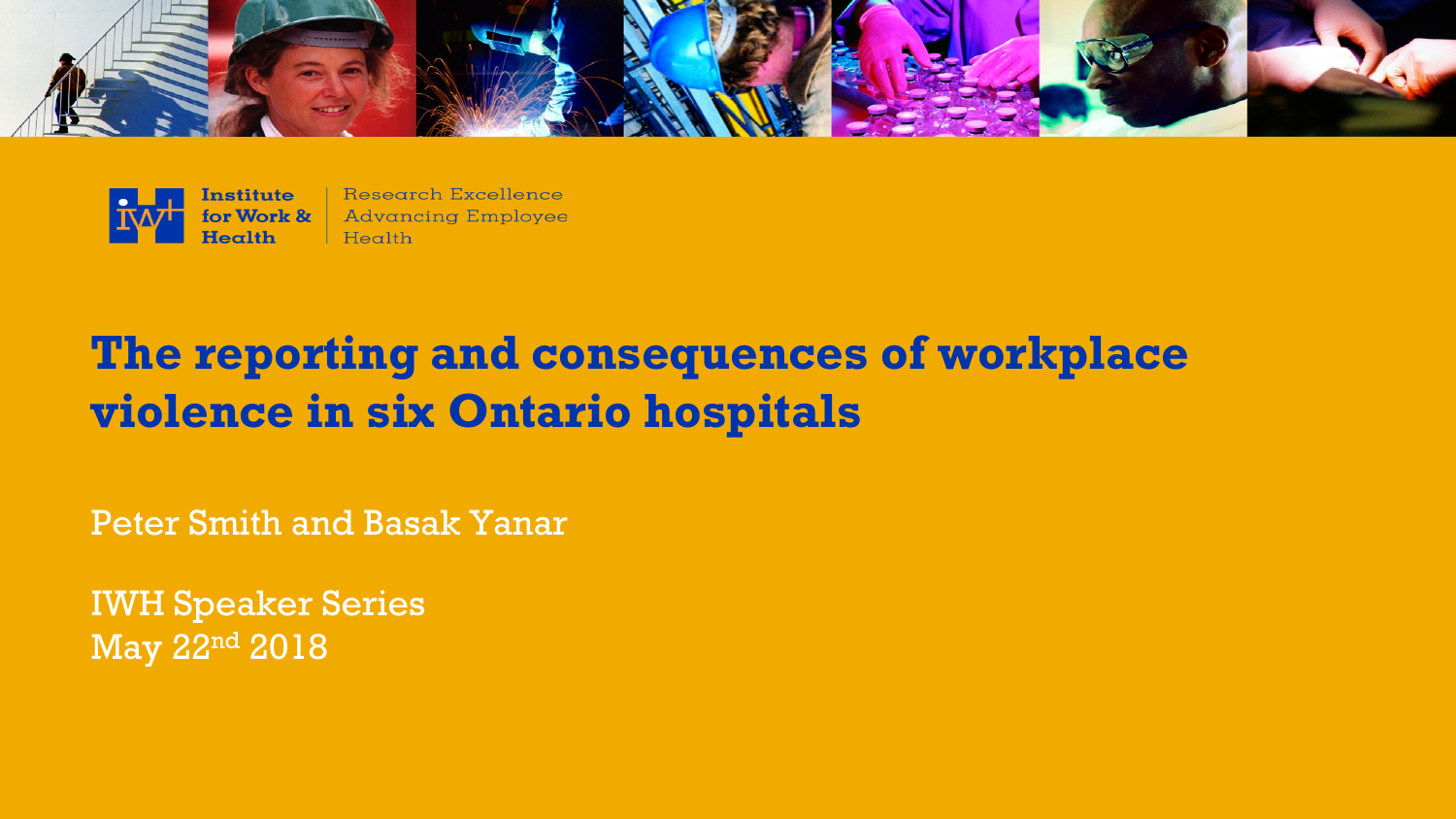Institute for Work & Health | Research Excellence Advancing Employee Health

# The reporting and consequences of workplace violence in six Ontario hospitals

Peter Smith and Basak Yanar

IWH Speaker Series
May 22nd 2018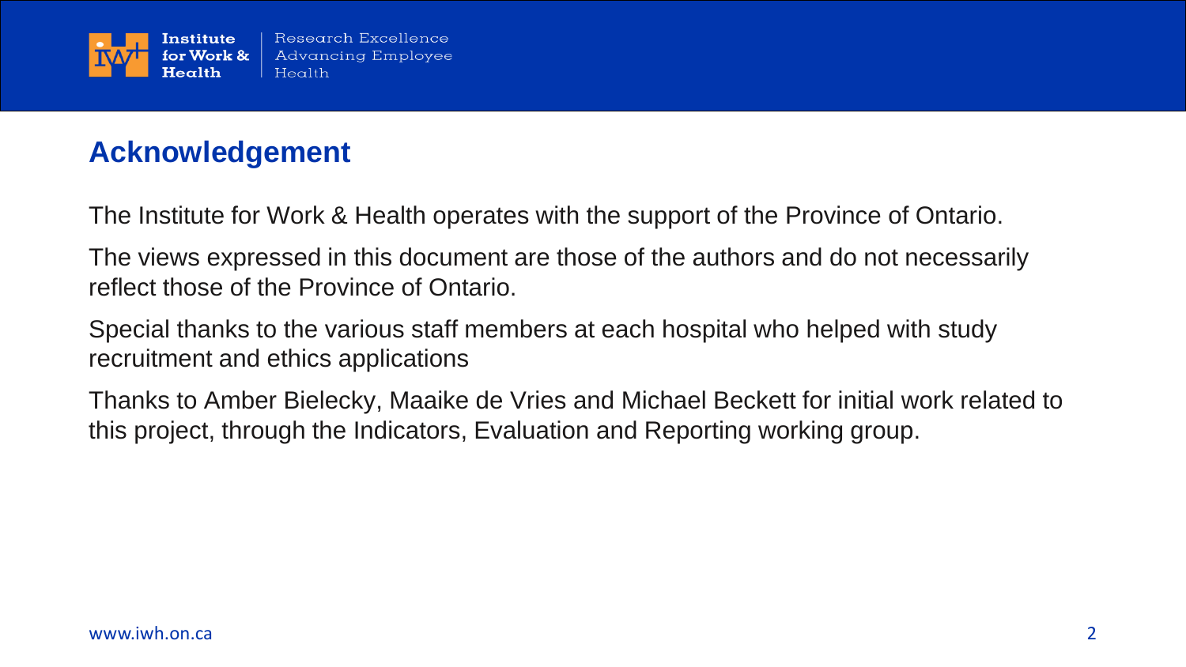## Acknowledgement

The Institute for Work & Health operates with the support of the Province of Ontario.

The views expressed in this document are those of the authors and do not necessarily reflect those of the Province of Ontario.

Special thanks to the various staff members at each hospital who helped with study recruitment and ethics applications

Thanks to Amber Bielecky, Maaike de Vries and Michael Beckett for initial work related to this project, through the Indicators, Evaluation and Reporting working group.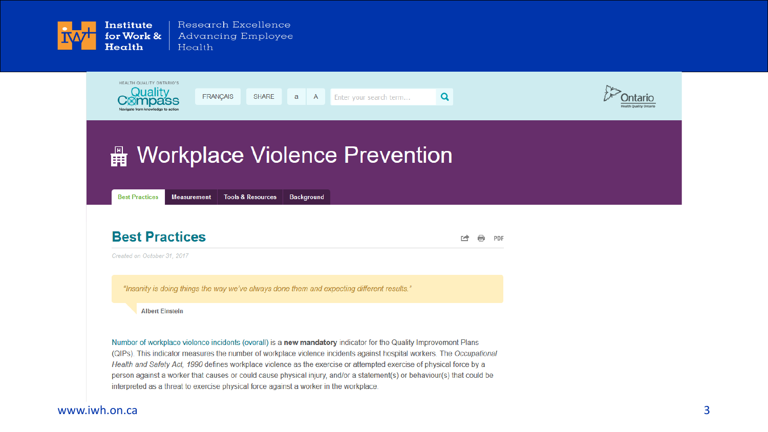Institute for Work & Health

Research Excellence Advancing Employee Health

HEALTH QUALITY ONTARIO'S Quality Compass — Navigate from knowledge to action

FRANÇAIS | SHARE | a | A | Enter your search term...

Ontario — Health Quality Ontario

# Workplace Violence Prevention

Best Practices | Measurement | Tools & Resources | Background

## Best Practices

PDF

*Created on October 31, 2017*

> *"Insanity is doing things the way we've always done them and expecting different results."*
>
> Albert Einstein

Number of workplace violence incidents (overall) is a **new mandatory** indicator for the Quality Improvement Plans (QIPs). This indicator measures the number of workplace violence incidents against hospital workers. The *Occupational Health and Safety Act, 1990* defines workplace violence as the exercise or attempted exercise of physical force by a person against a worker that causes or could cause physical injury, and/or a statement(s) or behaviour(s) that could be interpreted as a threat to exercise physical force against a worker in the workplace.

www.iwh.on.ca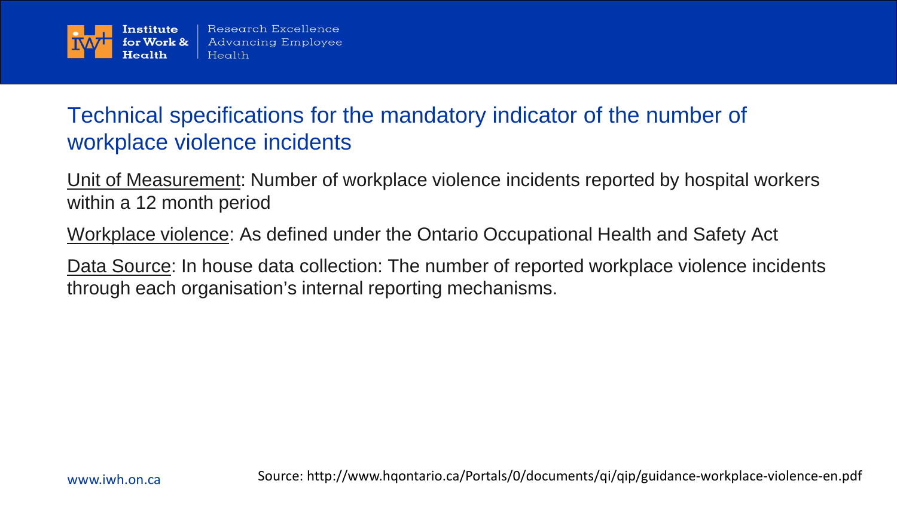# Technical specifications for the mandatory indicator of the number of workplace violence incidents

Unit of Measurement: Number of workplace violence incidents reported by hospital workers within a 12 month period

Workplace violence: As defined under the Ontario Occupational Health and Safety Act

Data Source: In house data collection: The number of reported workplace violence incidents through each organisation's internal reporting mechanisms.

Source: http://www.hqontario.ca/Portals/0/documents/qi/qip/guidance-workplace-violence-en.pdf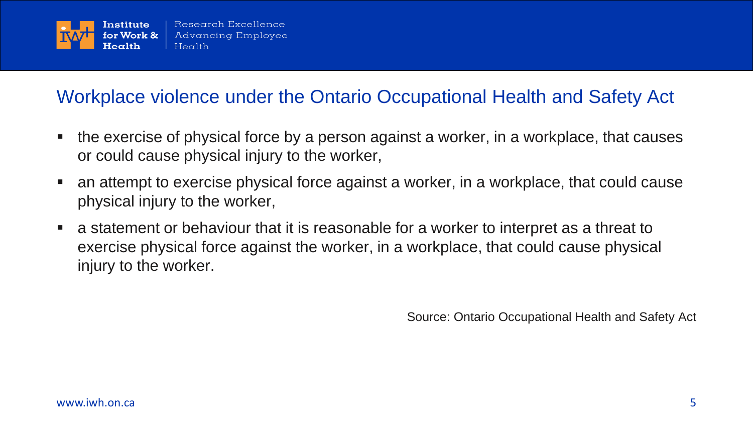## Workplace violence under the Ontario Occupational Health and Safety Act

- the exercise of physical force by a person against a worker, in a workplace, that causes or could cause physical injury to the worker,
- an attempt to exercise physical force against a worker, in a workplace, that could cause physical injury to the worker,
- a statement or behaviour that it is reasonable for a worker to interpret as a threat to exercise physical force against the worker, in a workplace, that could cause physical injury to the worker.

Source: Ontario Occupational Health and Safety Act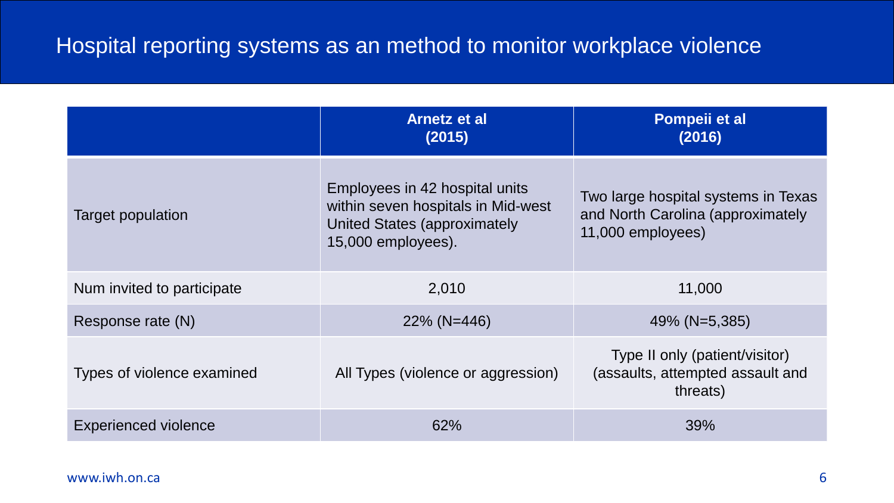# Hospital reporting systems as an method to monitor workplace violence

| | **Arnetz et al (2015)** | **Pompeii et al (2016)** |
|---|---|---|
| Target population | Employees in 42 hospital units within seven hospitals in Mid-west United States (approximately 15,000 employees). | Two large hospital systems in Texas and North Carolina (approximately 11,000 employees) |
| Num invited to participate | 2,010 | 11,000 |
| Response rate (N) | 22% (N=446) | 49% (N=5,385) |
| Types of violence examined | All Types (violence or aggression) | Type II only (patient/visitor) (assaults, attempted assault and threats) |
| Experienced violence | 62% | 39% |

www.iwh.on.ca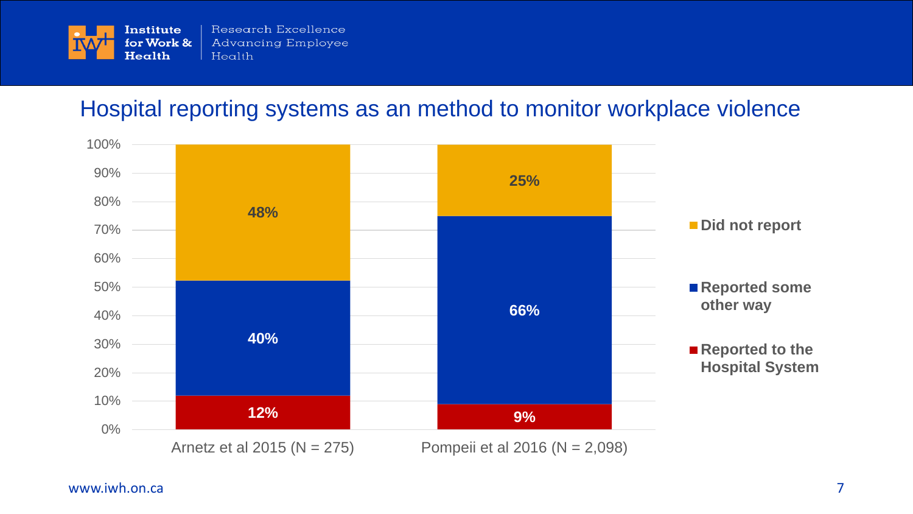## Hospital reporting systems as an method to monitor workplace violence

| | Arnetz et al 2015 (N = 275) | Pompeii et al 2016 (N = 2,098) |
|---|---|---|
| Did not report | 48% | 25% |
| Reported some other way | 40% | 66% |
| Reported to the Hospital System | 12% | 9% |

www.iwh.on.ca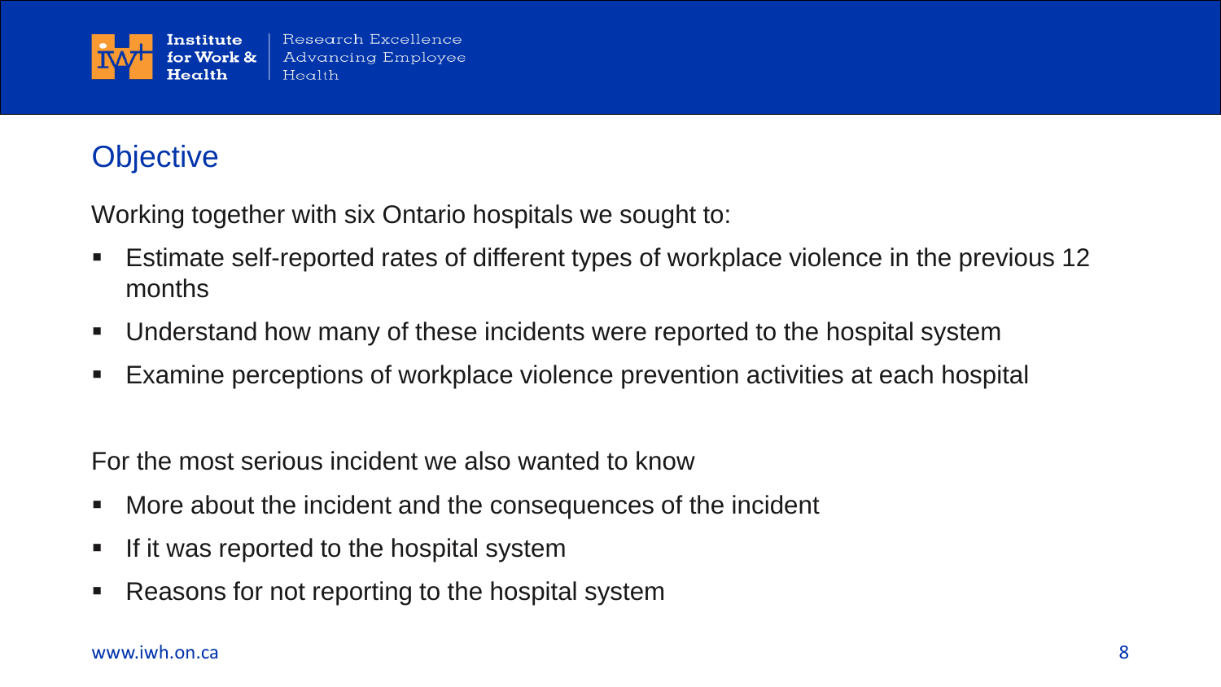## Objective

Working together with six Ontario hospitals we sought to:

- Estimate self-reported rates of different types of workplace violence in the previous 12 months
- Understand how many of these incidents were reported to the hospital system
- Examine perceptions of workplace violence prevention activities at each hospital

For the most serious incident we also wanted to know

- More about the incident and the consequences of the incident
- If it was reported to the hospital system
- Reasons for not reporting to the hospital system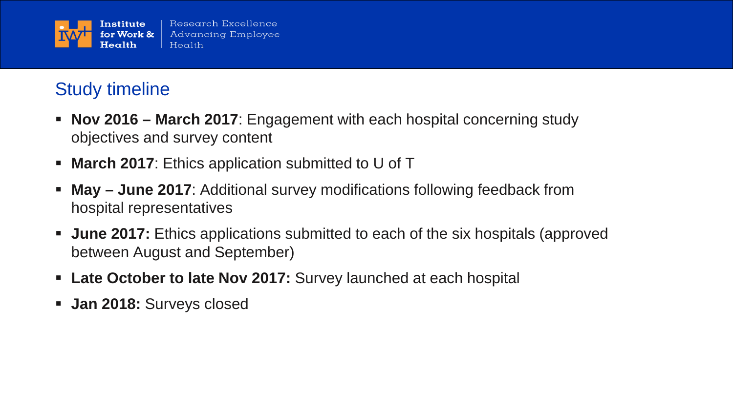## Study timeline

- **Nov 2016 – March 2017**: Engagement with each hospital concerning study objectives and survey content
- **March 2017**: Ethics application submitted to U of T
- **May – June 2017**: Additional survey modifications following feedback from hospital representatives
- **June 2017:** Ethics applications submitted to each of the six hospitals (approved between August and September)
- **Late October to late Nov 2017:** Survey launched at each hospital
- **Jan 2018:** Surveys closed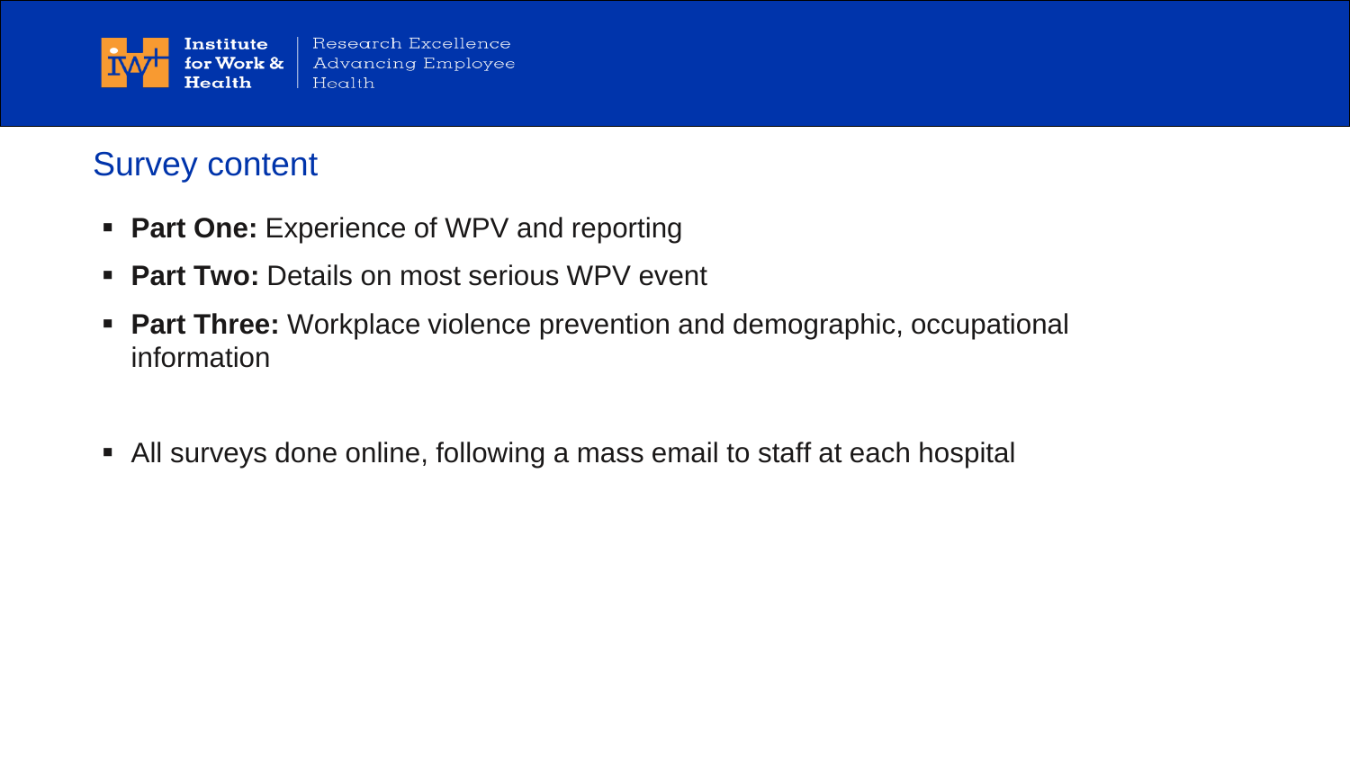## Survey content

- **Part One:** Experience of WPV and reporting
- **Part Two:** Details on most serious WPV event
- **Part Three:** Workplace violence prevention and demographic, occupational information

- All surveys done online, following a mass email to staff at each hospital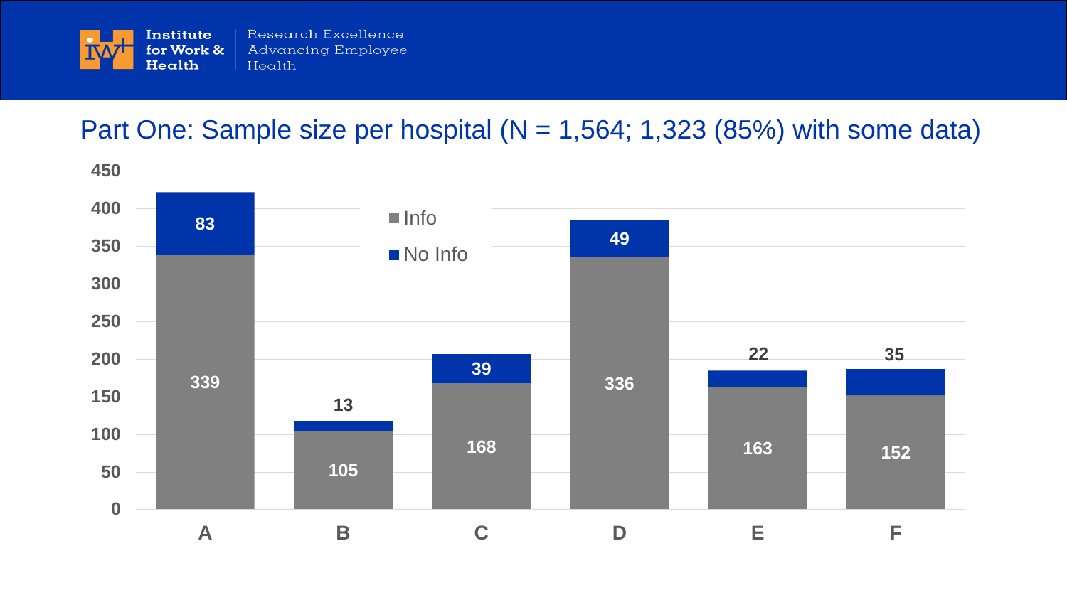## Part One: Sample size per hospital (N = 1,564; 1,323 (85%) with some data)

| Hospital | Info | No Info |
|---|---|---|
| A | 339 | 83 |
| B | 105 | 13 |
| C | 168 | 39 |
| D | 336 | 49 |
| E | 163 | 22 |
| F | 152 | 35 |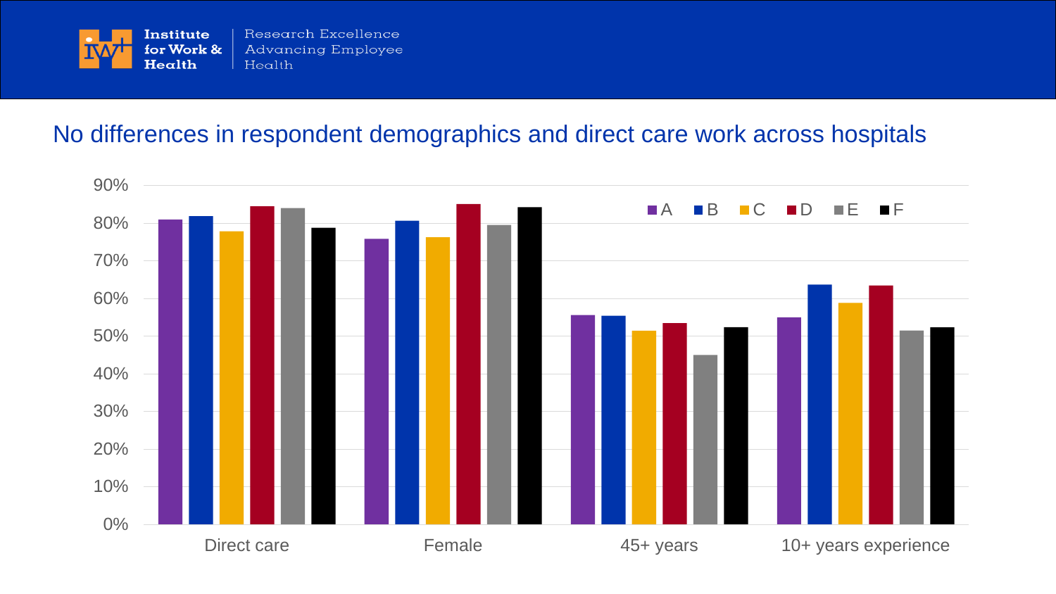# No differences in respondent demographics and direct care work across hospitals

| | A | B | C | D | E | F |
|---|---|---|---|---|---|---|
| Direct care | 81% | 82% | 78% | 84.5% | 84% | 79% |
| Female | 76% | 80.5% | 76% | 85% | 79.5% | 84% |
| 45+ years | 55.5% | 55.5% | 51.5% | 53.5% | 45% | 52.5% |
| 10+ years experience | 55% | 63.5% | 59% | 63.5% | 51.5% | 52.5% |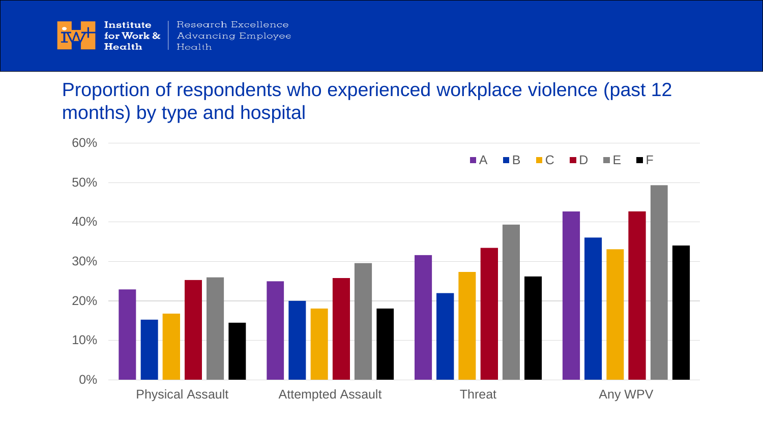# Proportion of respondents who experienced workplace violence (past 12 months) by type and hospital

60%
50%
40%
30%
20%
10%
0%

A B C D E F

Physical Assault | Attempted Assault | Threat | Any WPV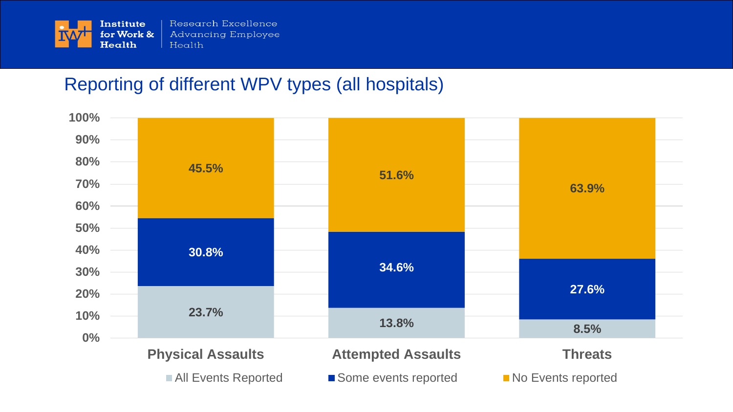## Reporting of different WPV types (all hospitals)

| | All Events Reported | Some events reported | No Events reported |
|---|---|---|---|
| Physical Assaults | 23.7% | 30.8% | 45.5% |
| Attempted Assaults | 13.8% | 34.6% | 51.6% |
| Threats | 8.5% | 27.6% | 63.9% |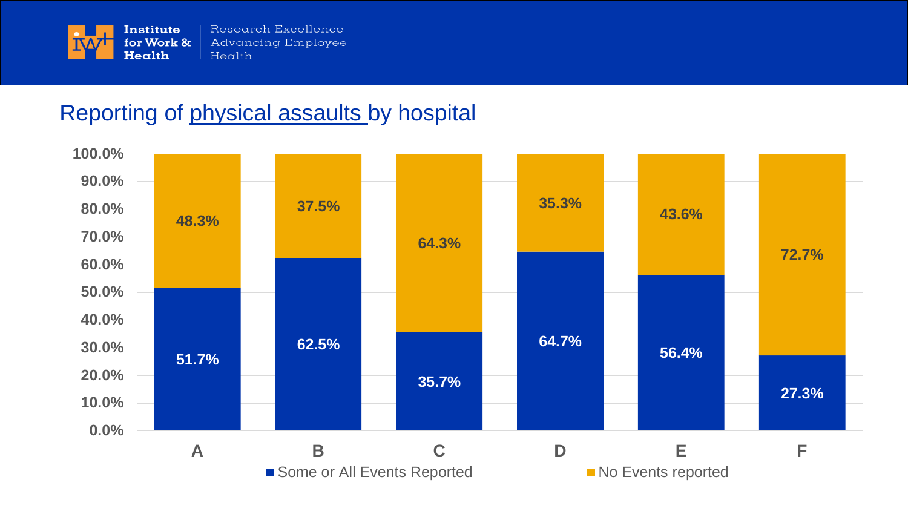## Reporting of physical assaults by hospital

| Hospital | Some or All Events Reported | No Events reported |
| --- | --- | --- |
| A | 51.7% | 48.3% |
| B | 62.5% | 37.5% |
| C | 35.7% | 64.3% |
| D | 64.7% | 35.3% |
| E | 56.4% | 43.6% |
| F | 27.3% | 72.7% |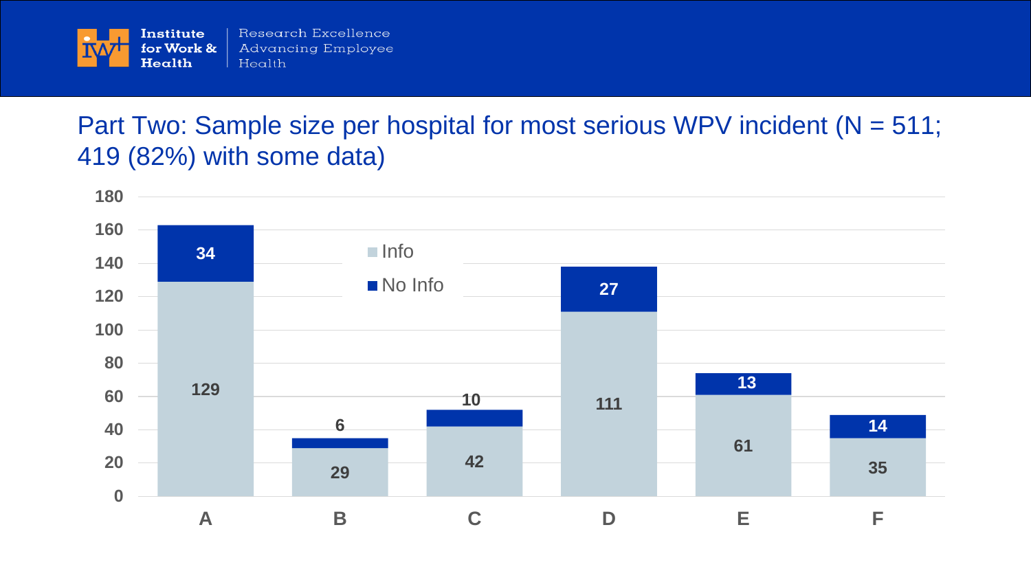## Part Two: Sample size per hospital for most serious WPV incident (N = 511; 419 (82%) with some data)

| Hospital | Info | No Info |
|---|---|---|
| A | 129 | 34 |
| B | 29 | 6 |
| C | 42 | 10 |
| D | 111 | 27 |
| E | 61 | 13 |
| F | 35 | 14 |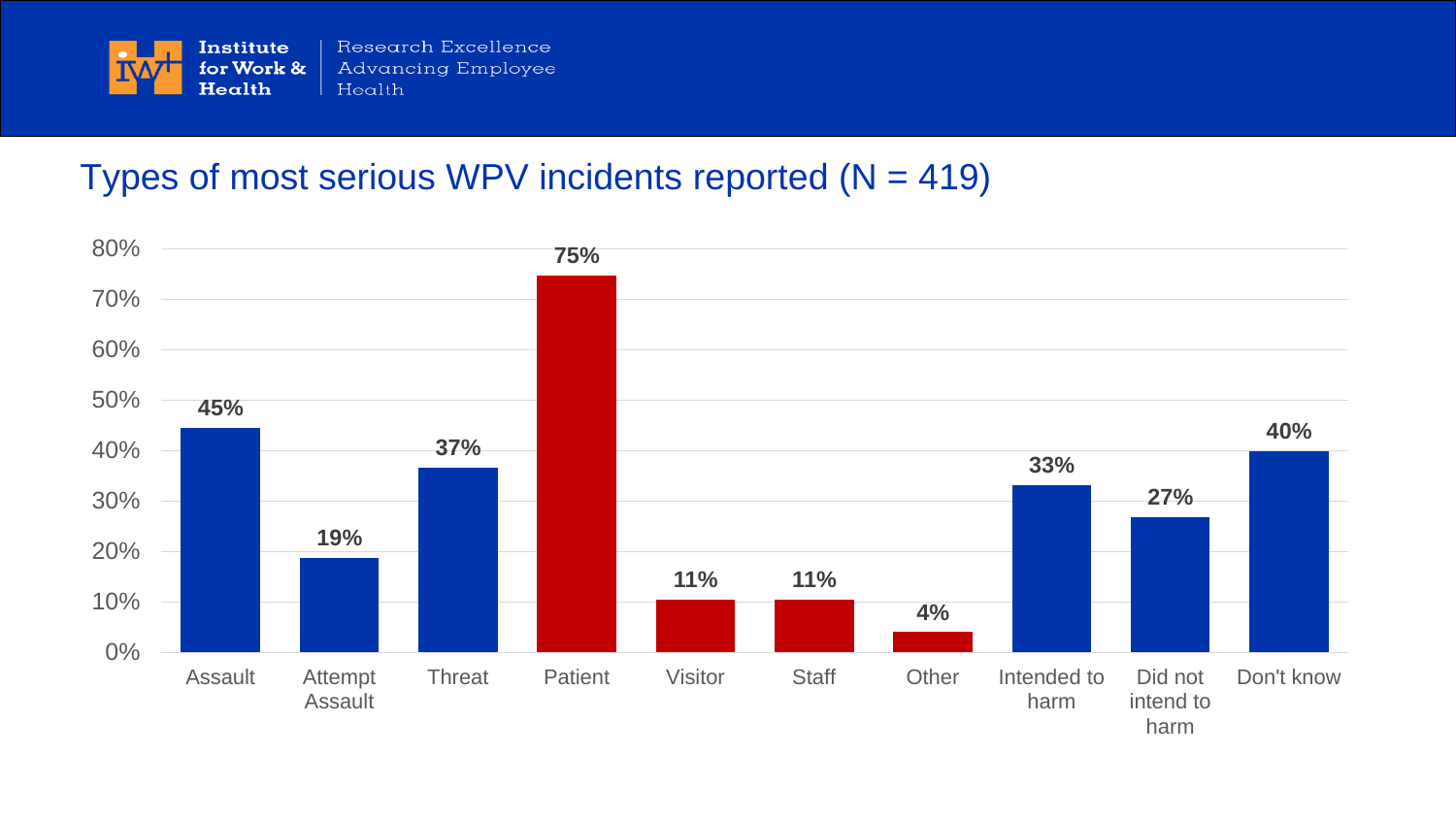# Types of most serious WPV incidents reported (N = 419)

| Category | Percentage |
|---|---|
| Assault | 45% |
| Attempt Assault | 19% |
| Threat | 37% |
| Patient | 75% |
| Visitor | 11% |
| Staff | 11% |
| Other | 4% |
| Intended to harm | 33% |
| Did not intend to harm | 27% |
| Don't know | 40% |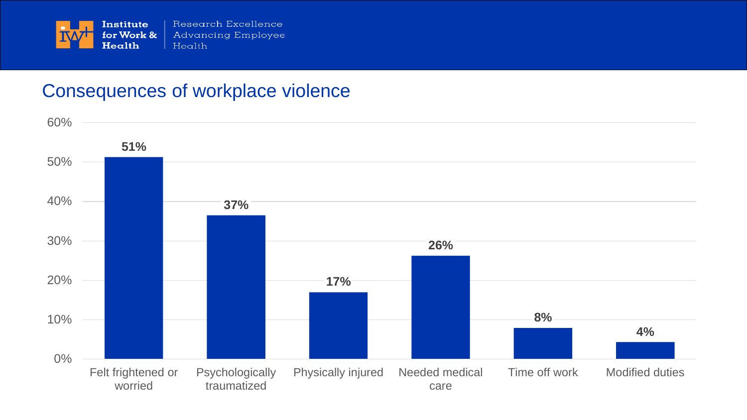## Consequences of workplace violence

| Consequence | Percentage |
| --- | --- |
| Felt frightened or worried | 51% |
| Psychologically traumatized | 37% |
| Physically injured | 17% |
| Needed medical care | 26% |
| Time off work | 8% |
| Modified duties | 4% |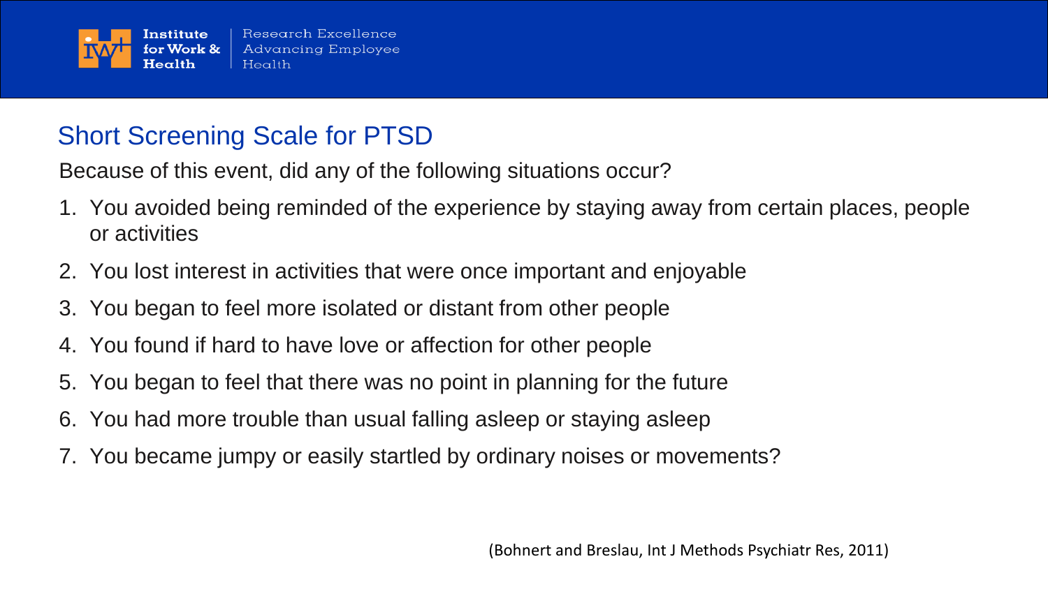## Short Screening Scale for PTSD

Because of this event, did any of the following situations occur?

1. You avoided being reminded of the experience by staying away from certain places, people or activities
2. You lost interest in activities that were once important and enjoyable
3. You began to feel more isolated or distant from other people
4. You found if hard to have love or affection for other people
5. You began to feel that there was no point in planning for the future
6. You had more trouble than usual falling asleep or staying asleep
7. You became jumpy or easily startled by ordinary noises or movements?

(Bohnert and Breslau, Int J Methods Psychiatr Res, 2011)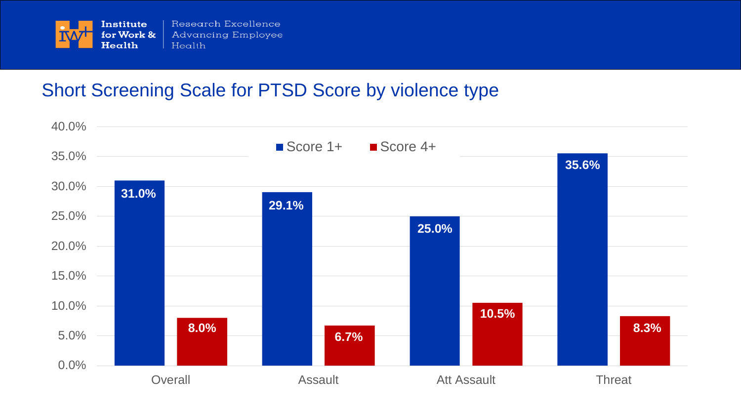## Short Screening Scale for PTSD Score by violence type

| | Score 1+ | Score 4+ |
|---|---|---|
| Overall | 31.0% | 8.0% |
| Assault | 29.1% | 6.7% |
| Att Assault | 25.0% | 10.5% |
| Threat | 35.6% | 8.3% |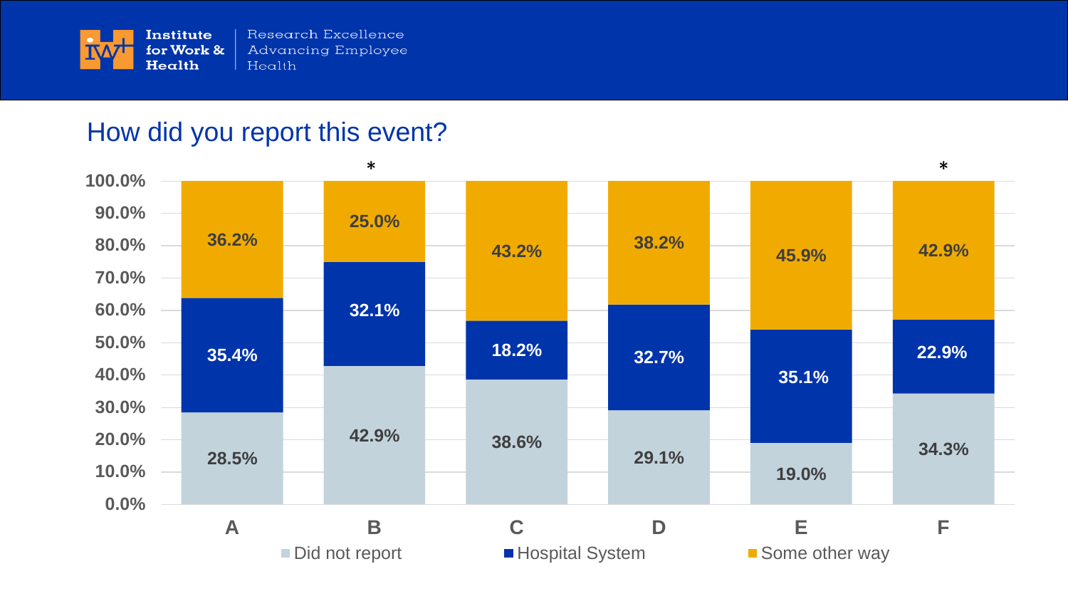## How did you report this event?

| | Did not report | Hospital System | Some other way |
|---|---|---|---|
| A | 28.5% | 35.4% | 36.2% |
| B * | 42.9% | 32.1% | 25.0% |
| C | 38.6% | 18.2% | 43.2% |
| D | 29.1% | 32.7% | 38.2% |
| E | 19.0% | 35.1% | 45.9% |
| F * | 34.3% | 22.9% | 42.9% |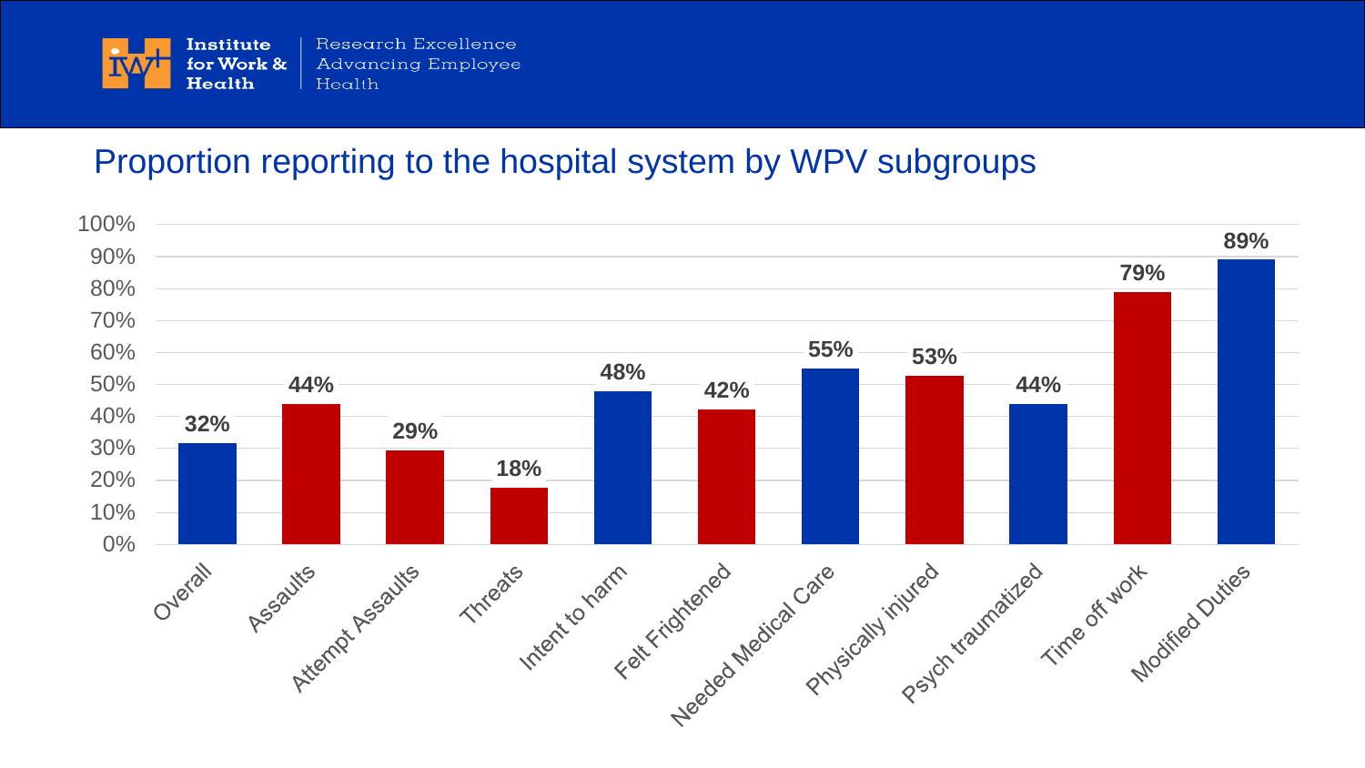## Proportion reporting to the hospital system by WPV subgroups

| Subgroup | Proportion |
| --- | --- |
| Overall | 32% |
| Assaults | 44% |
| Attempt Assaults | 29% |
| Threats | 18% |
| Intent to harm | 48% |
| Felt Frightened | 42% |
| Needed Medical Care | 55% |
| Physically injured | 53% |
| Psych traumatized | 44% |
| Time off work | 79% |
| Modified Duties | 89% |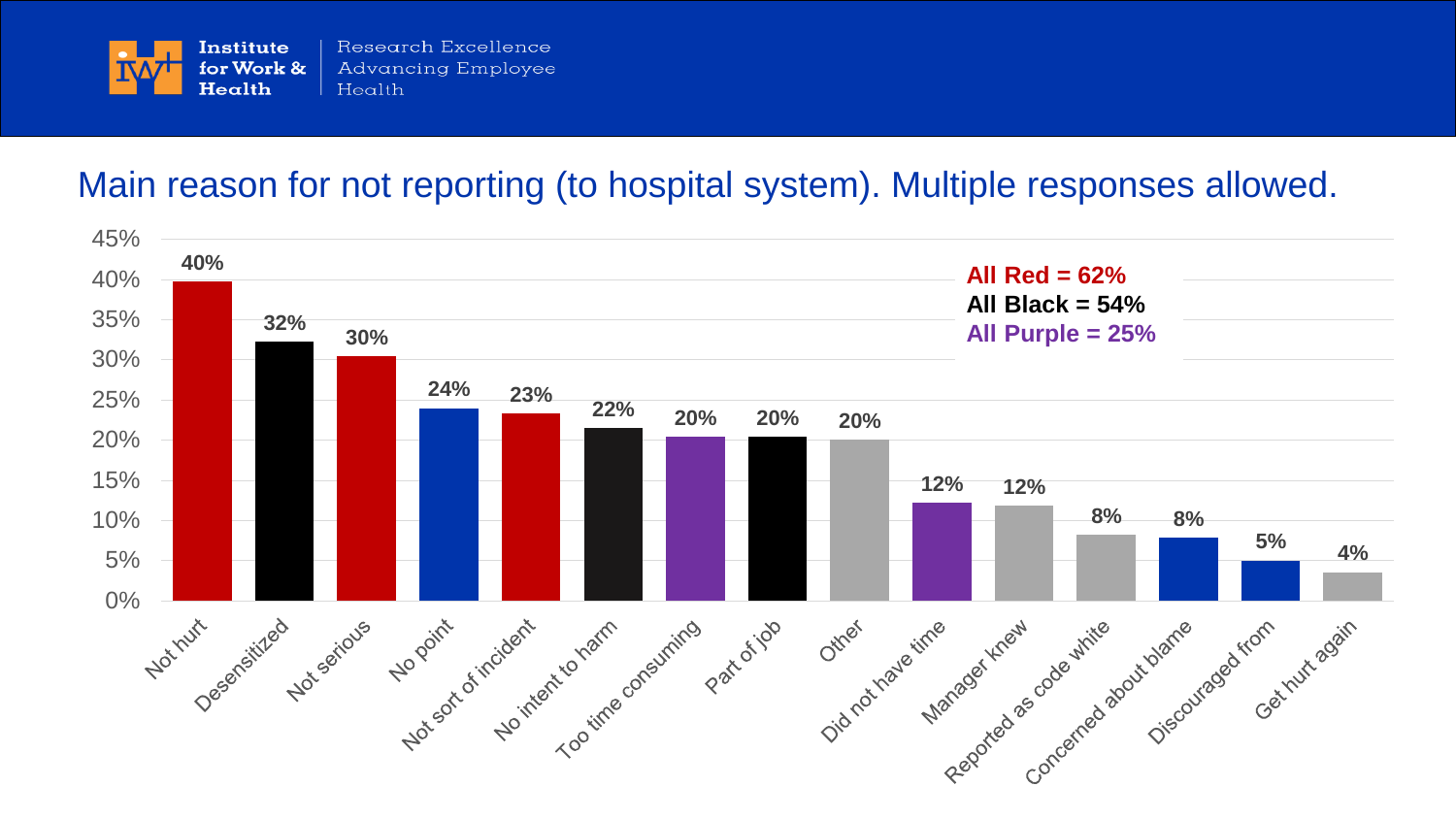Institute for Work & Health — Research Excellence Advancing Employee Health

# Main reason for not reporting (to hospital system). Multiple responses allowed.

| Reason | Percentage |
| --- | --- |
| Not hurt | 40% |
| Desensitized | 32% |
| Not serious | 30% |
| No point | 24% |
| Not sort of incident | 23% |
| No intent to harm | 22% |
| Too time consuming | 20% |
| Part of job | 20% |
| Other | 20% |
| Did not have time | 12% |
| Manager knew | 12% |
| Reported as code white | 8% |
| Concerned about blame | 8% |
| Discouraged from | 5% |
| Get hurt again | 4% |

**All Red = 62%**
**All Black = 54%**
**All Purple = 25%**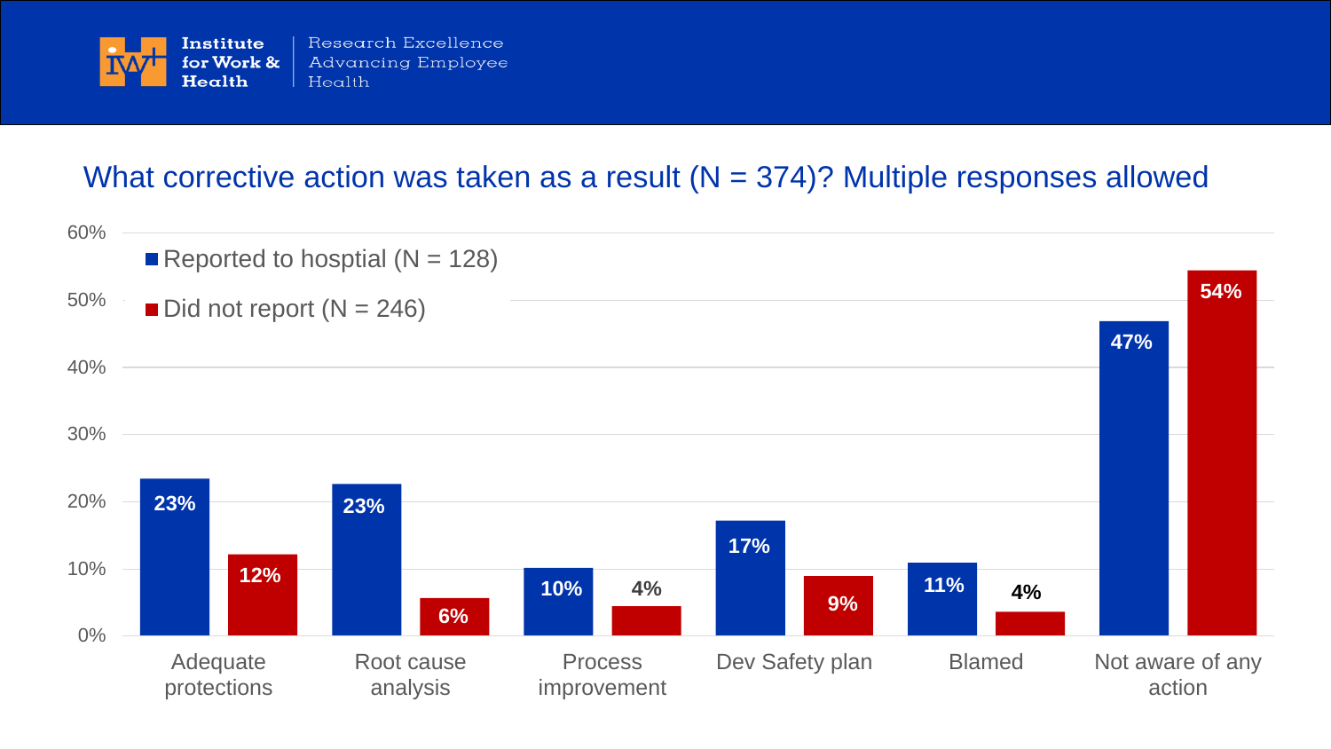## What corrective action was taken as a result (N = 374)? Multiple responses allowed

| | Reported to hosptial (N = 128) | Did not report (N = 246) |
|---|---|---|
| Adequate protections | 23% | 12% |
| Root cause analysis | 23% | 6% |
| Process improvement | 10% | 4% |
| Dev Safety plan | 17% | 9% |
| Blamed | 11% | 4% |
| Not aware of any action | 47% | 54% |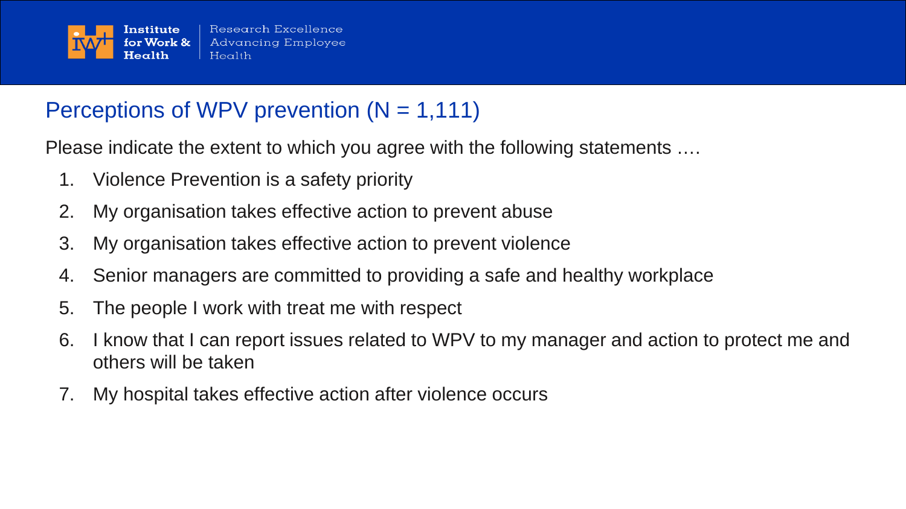## Perceptions of WPV prevention (N = 1,111)

Please indicate the extent to which you agree with the following statements ….

1. Violence Prevention is a safety priority
2. My organisation takes effective action to prevent abuse
3. My organisation takes effective action to prevent violence
4. Senior managers are committed to providing a safe and healthy workplace
5. The people I work with treat me with respect
6. I know that I can report issues related to WPV to my manager and action to protect me and others will be taken
7. My hospital takes effective action after violence occurs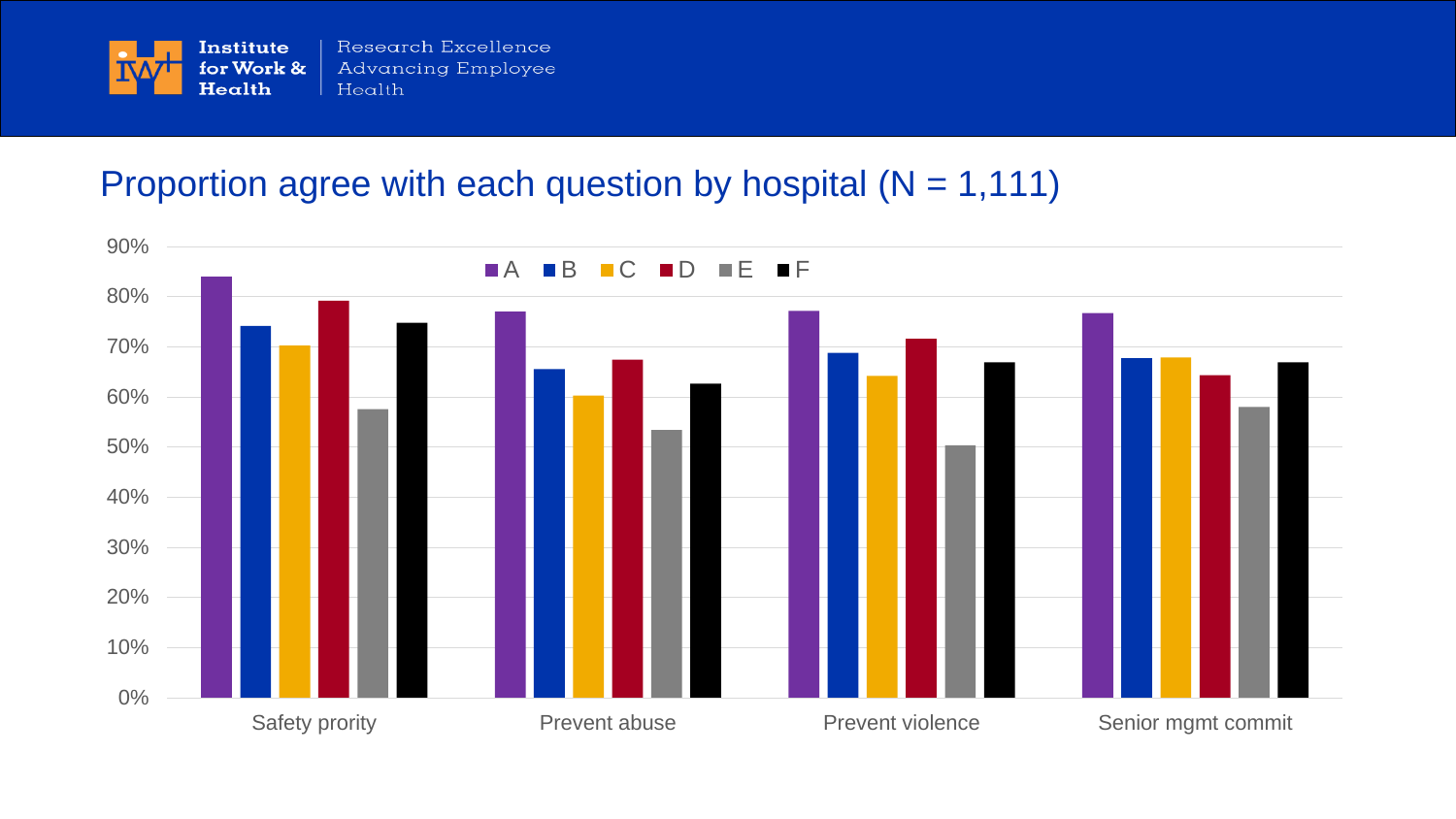## Proportion agree with each question by hospital (N = 1,111)

90%
80%
70%
60%
50%
40%
30%
20%
10%
0%

A B C D E F

Safety prority | Prevent abuse | Prevent violence | Senior mgmt commit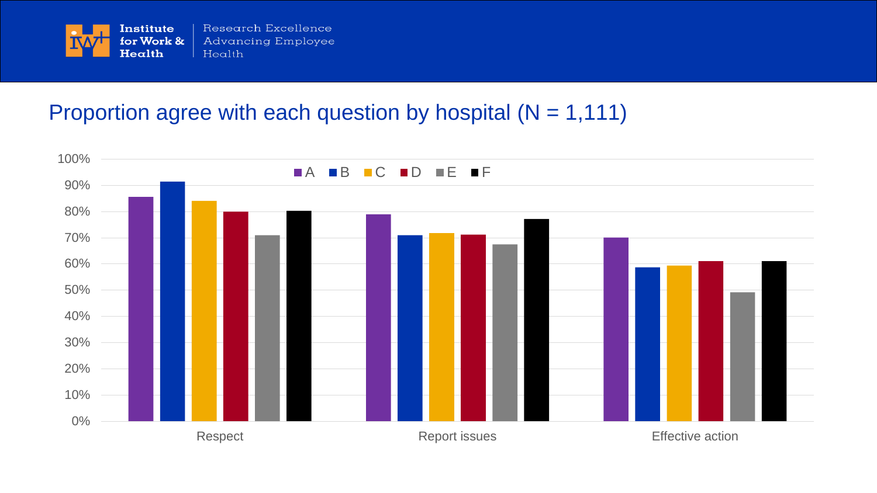## Proportion agree with each question by hospital (N = 1,111)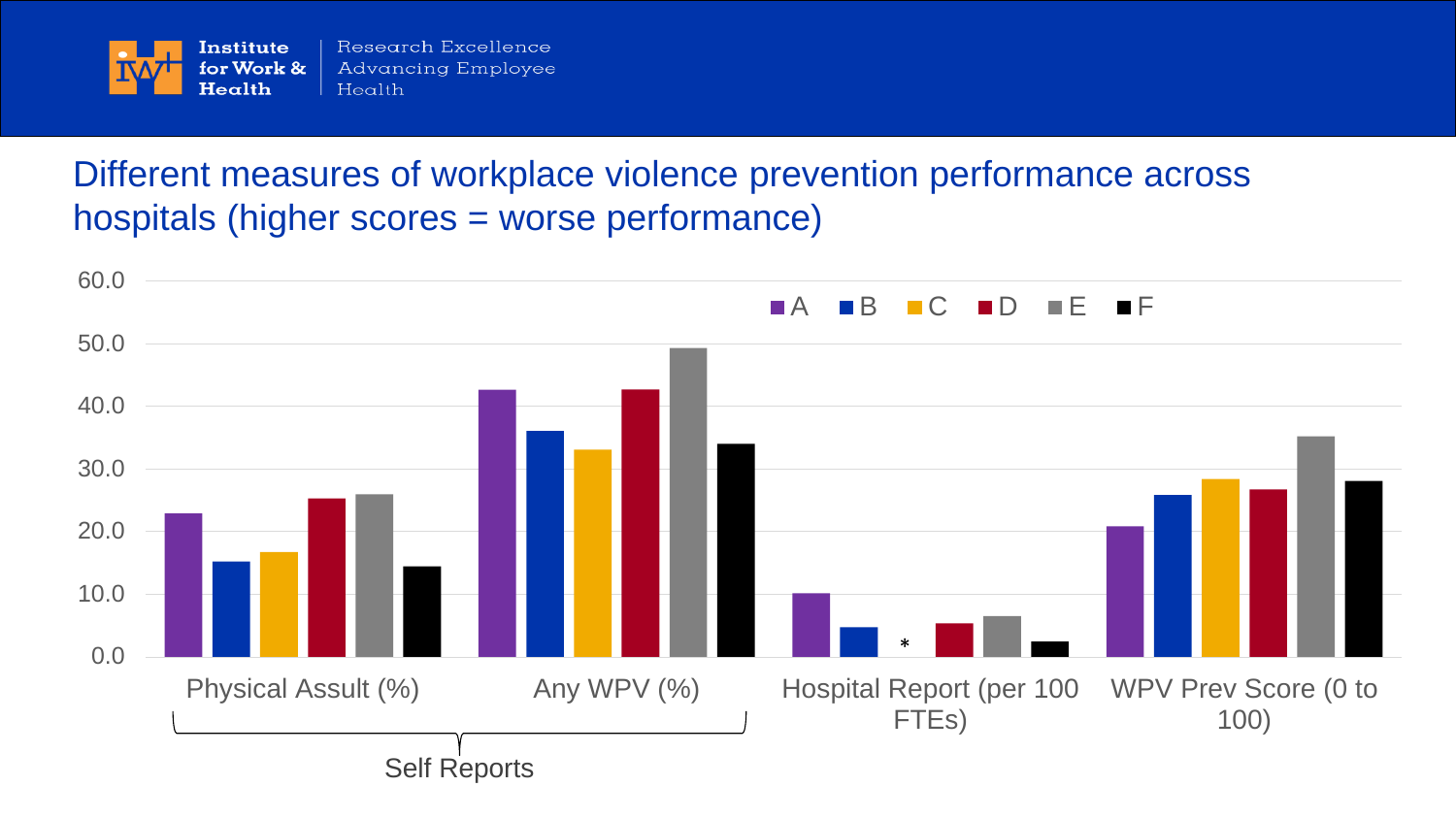## Different measures of workplace violence prevention performance across hospitals (higher scores = worse performance)

60.0
50.0
40.0
30.0
20.0
10.0
0.0

A B C D E F

Physical Assult (%)

Any WPV (%)

Hospital Report (per 100 FTEs)

WPV Prev Score (0 to 100)

*

Self Reports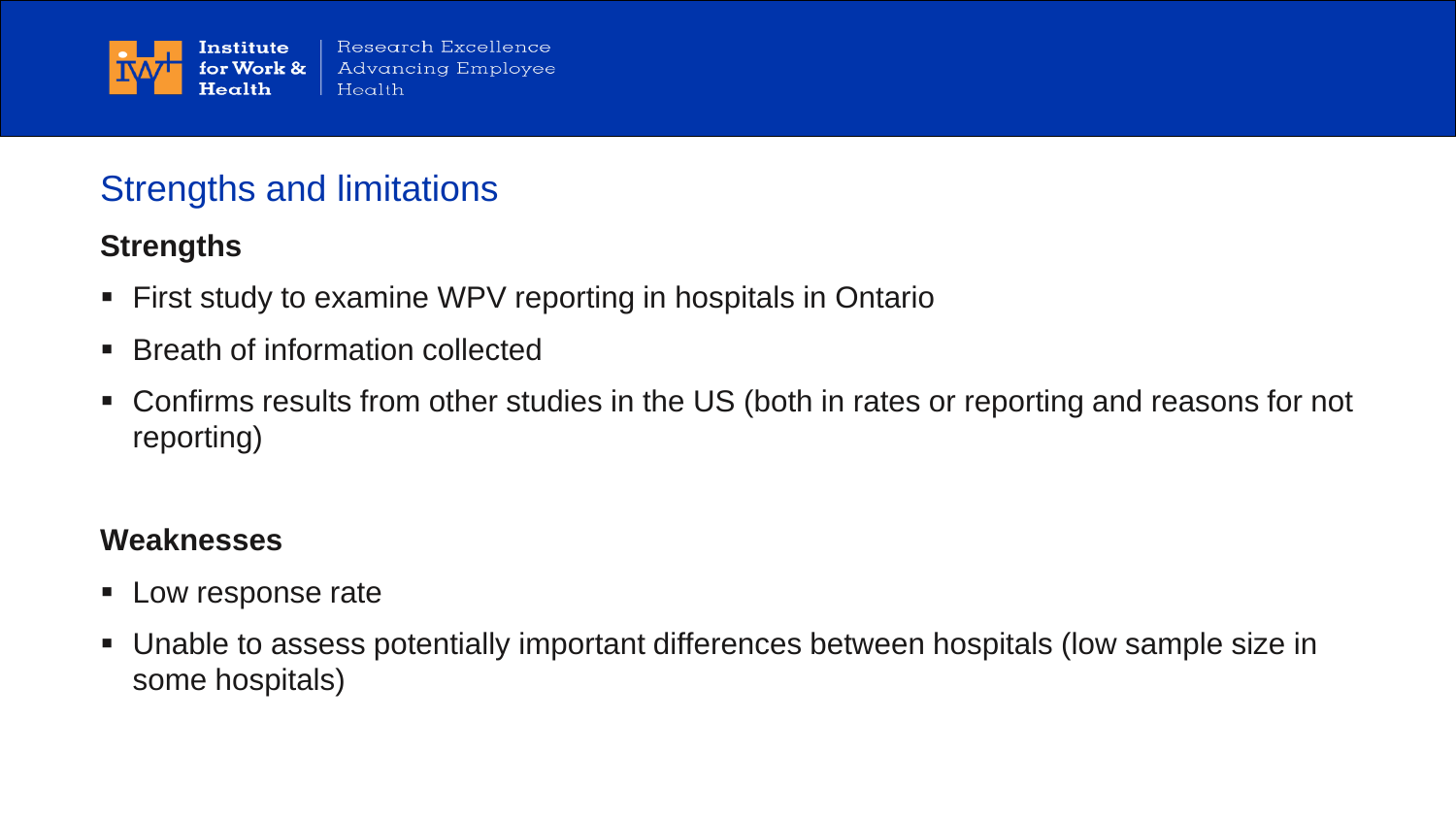## Strengths and limitations

### Strengths

- First study to examine WPV reporting in hospitals in Ontario
- Breath of information collected
- Confirms results from other studies in the US (both in rates or reporting and reasons for not reporting)

### Weaknesses

- Low response rate
- Unable to assess potentially important differences between hospitals (low sample size in some hospitals)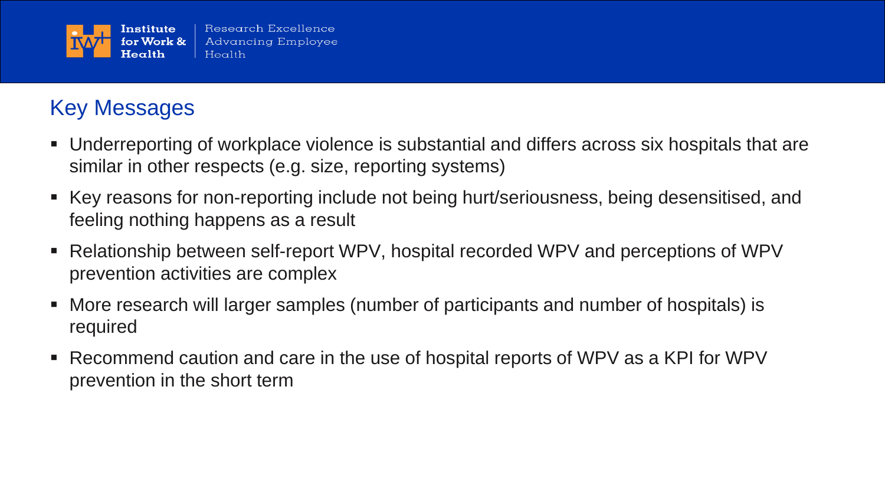## Key Messages

- Underreporting of workplace violence is substantial and differs across six hospitals that are similar in other respects (e.g. size, reporting systems)
- Key reasons for non-reporting include not being hurt/seriousness, being desensitised, and feeling nothing happens as a result
- Relationship between self-report WPV, hospital recorded WPV and perceptions of WPV prevention activities are complex
- More research will larger samples (number of participants and number of hospitals) is required
- Recommend caution and care in the use of hospital reports of WPV as a KPI for WPV prevention in the short term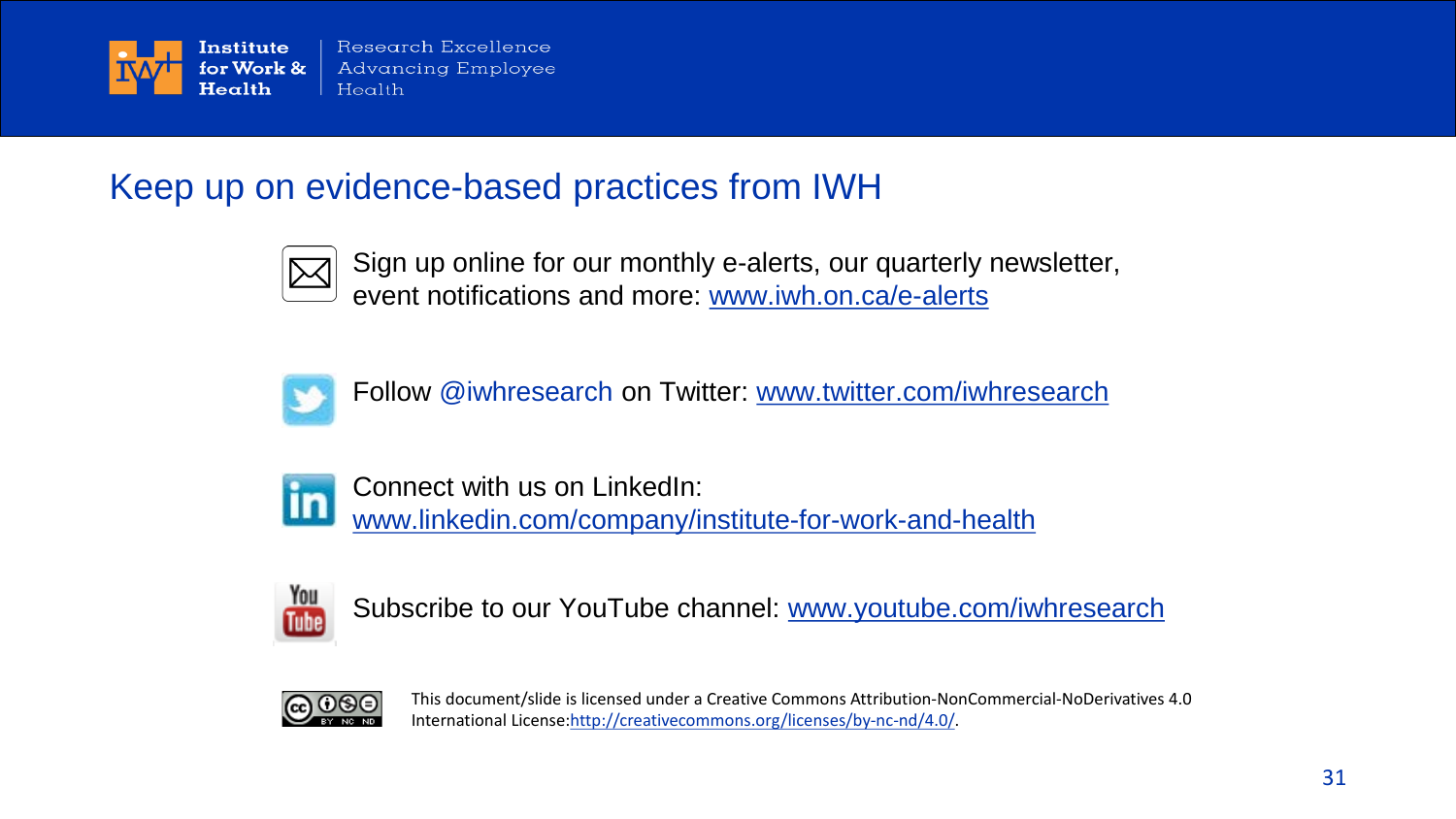Institute for Work & Health | Research Excellence Advancing Employee Health

## Keep up on evidence-based practices from IWH

Sign up online for our monthly e-alerts, our quarterly newsletter, event notifications and more: www.iwh.on.ca/e-alerts

Follow @iwhresearch on Twitter: www.twitter.com/iwhresearch

Connect with us on LinkedIn: www.linkedin.com/company/institute-for-work-and-health

Subscribe to our YouTube channel: www.youtube.com/iwhresearch

This document/slide is licensed under a Creative Commons Attribution-NonCommercial-NoDerivatives 4.0 International License:http://creativecommons.org/licenses/by-nc-nd/4.0/.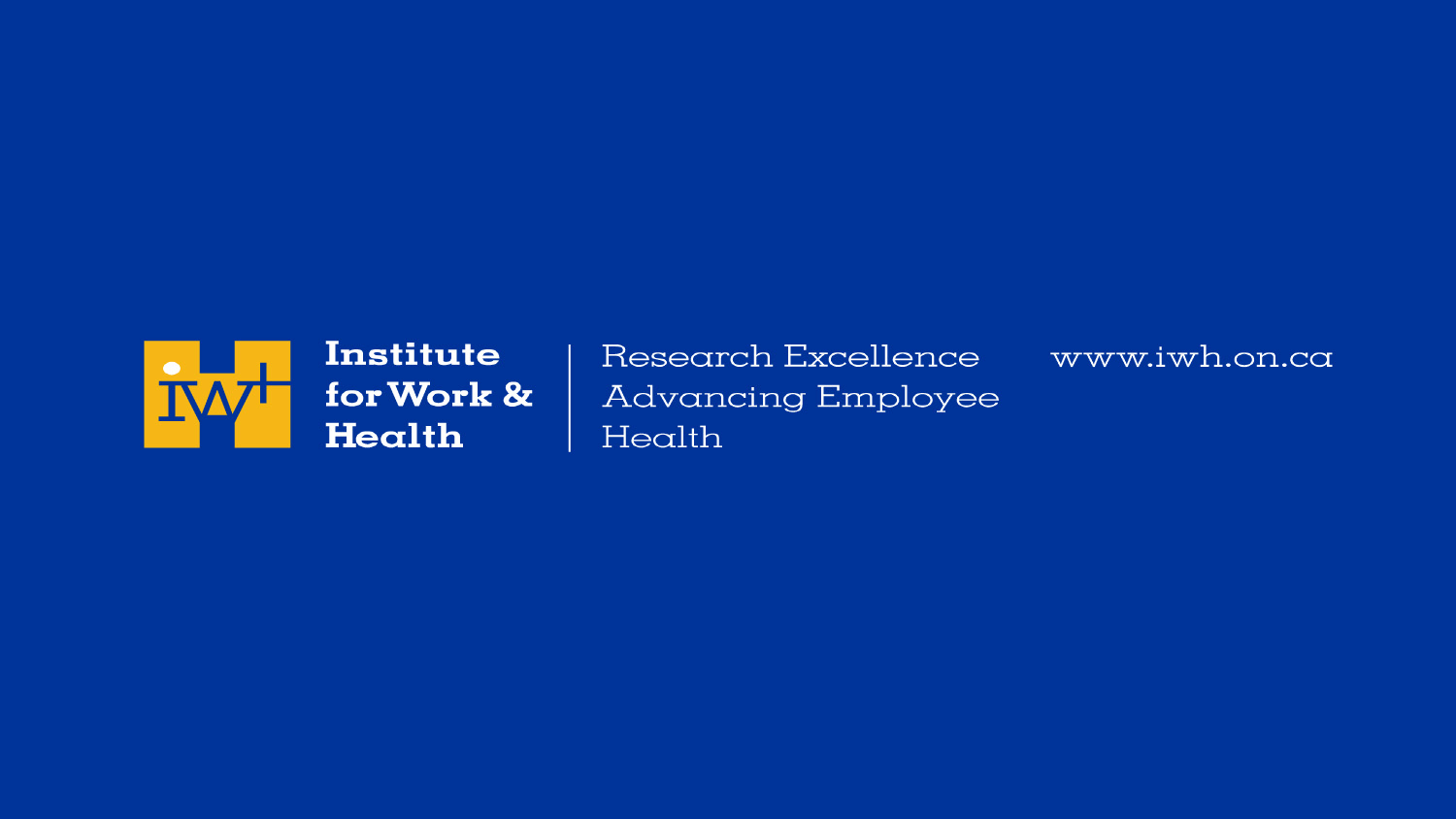**Institute for Work & Health**

Research Excellence Advancing Employee Health

www.iwh.on.ca